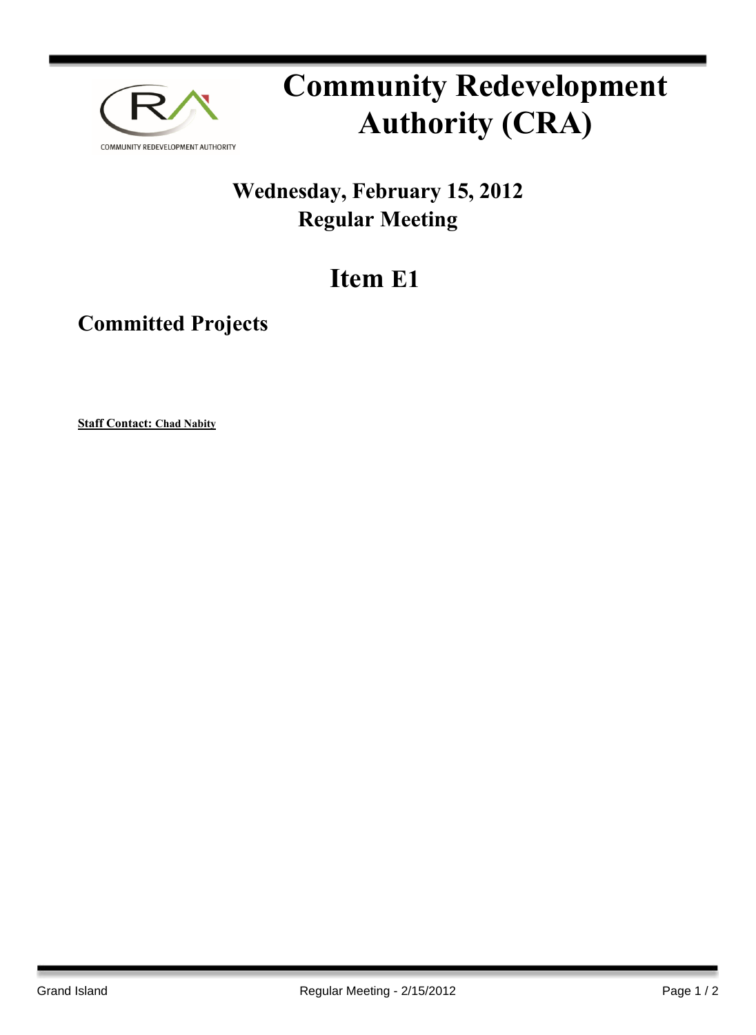# Community Redevelopment Authority (CRA)

## Wednesday, February 15, 2012
## Regular Meeting

# Item E1

## Committed Projects

**Staff Contact: Chad Nabity**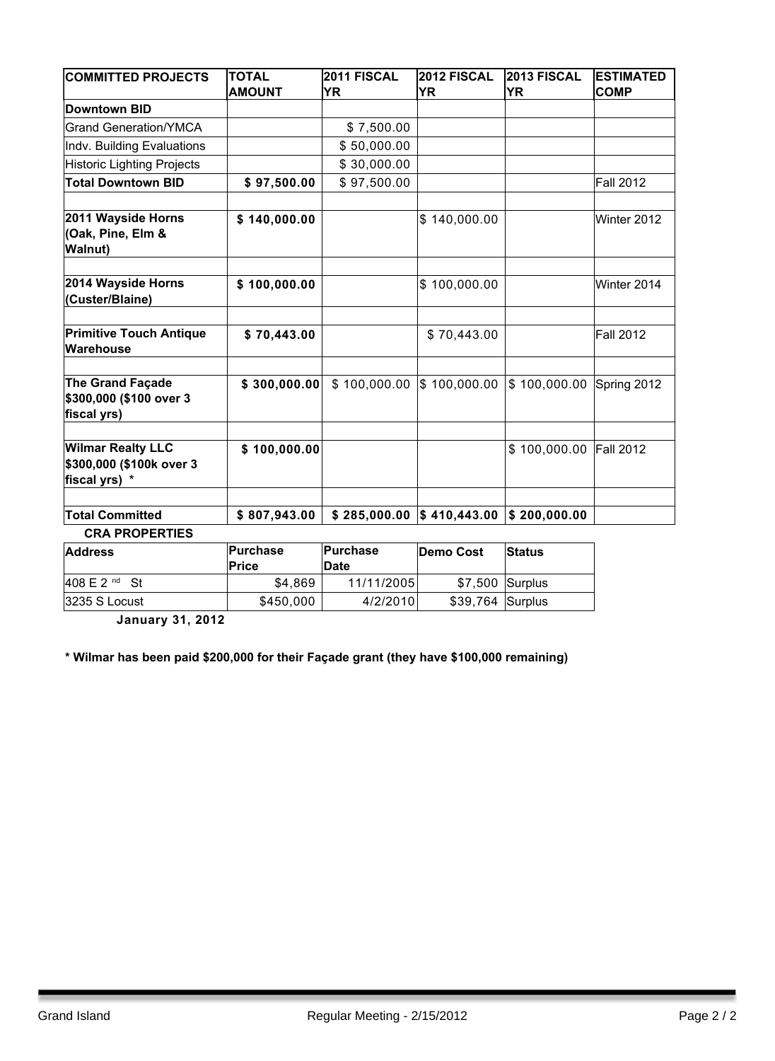| COMMITTED PROJECTS | TOTAL AMOUNT | 2011 FISCAL YR | 2012 FISCAL YR | 2013 FISCAL YR | ESTIMATED COMP |
|---|---|---|---|---|---|
| **Downtown BID** | | | | | |
| Grand Generation/YMCA | | $ 7,500.00 | | | |
| Indv. Building Evaluations | | $ 50,000.00 | | | |
| Historic Lighting Projects | | $ 30,000.00 | | | |
| **Total Downtown BID** | **$ 97,500.00** | $ 97,500.00 | | | Fall 2012 |
| | | | | | |
| **2011 Wayside Horns (Oak, Pine, Elm & Walnut)** | **$ 140,000.00** | | $ 140,000.00 | | Winter 2012 |
| | | | | | |
| **2014 Wayside Horns (Custer/Blaine)** | **$ 100,000.00** | | $ 100,000.00 | | Winter 2014 |
| | | | | | |
| **Primitive Touch Antique Warehouse** | **$ 70,443.00** | | $ 70,443.00 | | Fall 2012 |
| | | | | | |
| **The Grand Façade $300,000 ($100 over 3 fiscal yrs)** | **$ 300,000.00** | $ 100,000.00 | $ 100,000.00 | $ 100,000.00 | Spring 2012 |
| | | | | | |
| **Wilmar Realty LLC $300,000 ($100k over 3 fiscal yrs) *** | **$ 100,000.00** | | | $ 100,000.00 | Fall 2012 |
| | | | | | |
| **Total Committed** | **$ 807,943.00** | **$ 285,000.00** | **$ 410,443.00** | **$ 200,000.00** | |

**CRA PROPERTIES**

| Address | Purchase Price | Purchase Date | Demo Cost | Status |
|---|---|---|---|---|
| 408 E 2 nd St | $4,869 | 11/11/2005 | $7,500 | Surplus |
| 3235 S Locust | $450,000 | 4/2/2010 | $39,764 | Surplus |

**January 31, 2012**

**\* Wilmar has been paid $200,000 for their Façade grant (they have $100,000 remaining)**